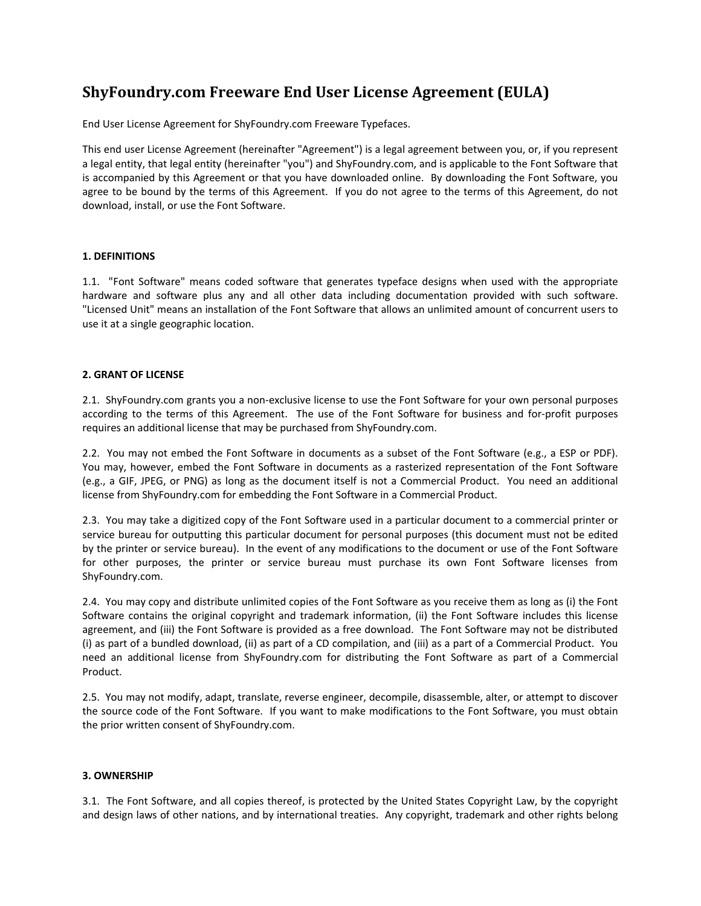# ShyFoundry.com Freeware End User License Agreement (EULA)

End User License Agreement for ShyFoundry.com Freeware Typefaces.

This end user License Agreement (hereinafter "Agreement") is a legal agreement between you, or, if you represent a legal entity, that legal entity (hereinafter "you") and ShyFoundry.com, and is applicable to the Font Software that is accompanied by this Agreement or that you have downloaded online. By downloading the Font Software, you agree to be bound by the terms of this Agreement. If you do not agree to the terms of this Agreement, do not download, install, or use the Font Software.

**1. DEFINITIONS**

1.1. "Font Software" means coded software that generates typeface designs when used with the appropriate hardware and software plus any and all other data including documentation provided with such software. "Licensed Unit" means an installation of the Font Software that allows an unlimited amount of concurrent users to use it at a single geographic location.

**2. GRANT OF LICENSE**

2.1. ShyFoundry.com grants you a non-exclusive license to use the Font Software for your own personal purposes according to the terms of this Agreement. The use of the Font Software for business and for-profit purposes requires an additional license that may be purchased from ShyFoundry.com.

2.2. You may not embed the Font Software in documents as a subset of the Font Software (e.g., a ESP or PDF). You may, however, embed the Font Software in documents as a rasterized representation of the Font Software (e.g., a GIF, JPEG, or PNG) as long as the document itself is not a Commercial Product. You need an additional license from ShyFoundry.com for embedding the Font Software in a Commercial Product.

2.3. You may take a digitized copy of the Font Software used in a particular document to a commercial printer or service bureau for outputting this particular document for personal purposes (this document must not be edited by the printer or service bureau). In the event of any modifications to the document or use of the Font Software for other purposes, the printer or service bureau must purchase its own Font Software licenses from ShyFoundry.com.

2.4. You may copy and distribute unlimited copies of the Font Software as you receive them as long as (i) the Font Software contains the original copyright and trademark information, (ii) the Font Software includes this license agreement, and (iii) the Font Software is provided as a free download. The Font Software may not be distributed (i) as part of a bundled download, (ii) as part of a CD compilation, and (iii) as a part of a Commercial Product. You need an additional license from ShyFoundry.com for distributing the Font Software as part of a Commercial Product.

2.5. You may not modify, adapt, translate, reverse engineer, decompile, disassemble, alter, or attempt to discover the source code of the Font Software. If you want to make modifications to the Font Software, you must obtain the prior written consent of ShyFoundry.com.

**3. OWNERSHIP**

3.1. The Font Software, and all copies thereof, is protected by the United States Copyright Law, by the copyright and design laws of other nations, and by international treaties. Any copyright, trademark and other rights belong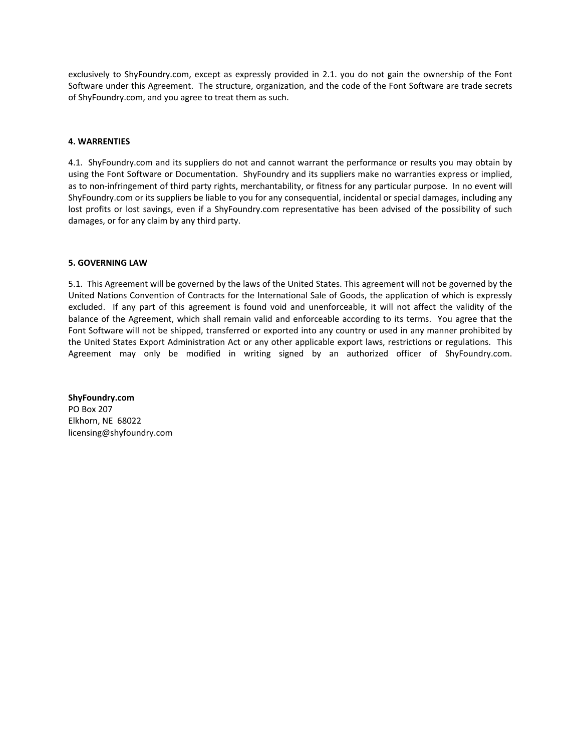exclusively to ShyFoundry.com, except as expressly provided in 2.1. you do not gain the ownership of the Font Software under this Agreement. The structure, organization, and the code of the Font Software are trade secrets of ShyFoundry.com, and you agree to treat them as such.

**4. WARRENTIES**

4.1. ShyFoundry.com and its suppliers do not and cannot warrant the performance or results you may obtain by using the Font Software or Documentation. ShyFoundry and its suppliers make no warranties express or implied, as to non-infringement of third party rights, merchantability, or fitness for any particular purpose. In no event will ShyFoundry.com or its suppliers be liable to you for any consequential, incidental or special damages, including any lost profits or lost savings, even if a ShyFoundry.com representative has been advised of the possibility of such damages, or for any claim by any third party.

**5. GOVERNING LAW**

5.1. This Agreement will be governed by the laws of the United States. This agreement will not be governed by the United Nations Convention of Contracts for the International Sale of Goods, the application of which is expressly excluded. If any part of this agreement is found void and unenforceable, it will not affect the validity of the balance of the Agreement, which shall remain valid and enforceable according to its terms. You agree that the Font Software will not be shipped, transferred or exported into any country or used in any manner prohibited by the United States Export Administration Act or any other applicable export laws, restrictions or regulations. This Agreement may only be modified in writing signed by an authorized officer of ShyFoundry.com.

**ShyFoundry.com**
PO Box 207
Elkhorn, NE 68022
licensing@shyfoundry.com